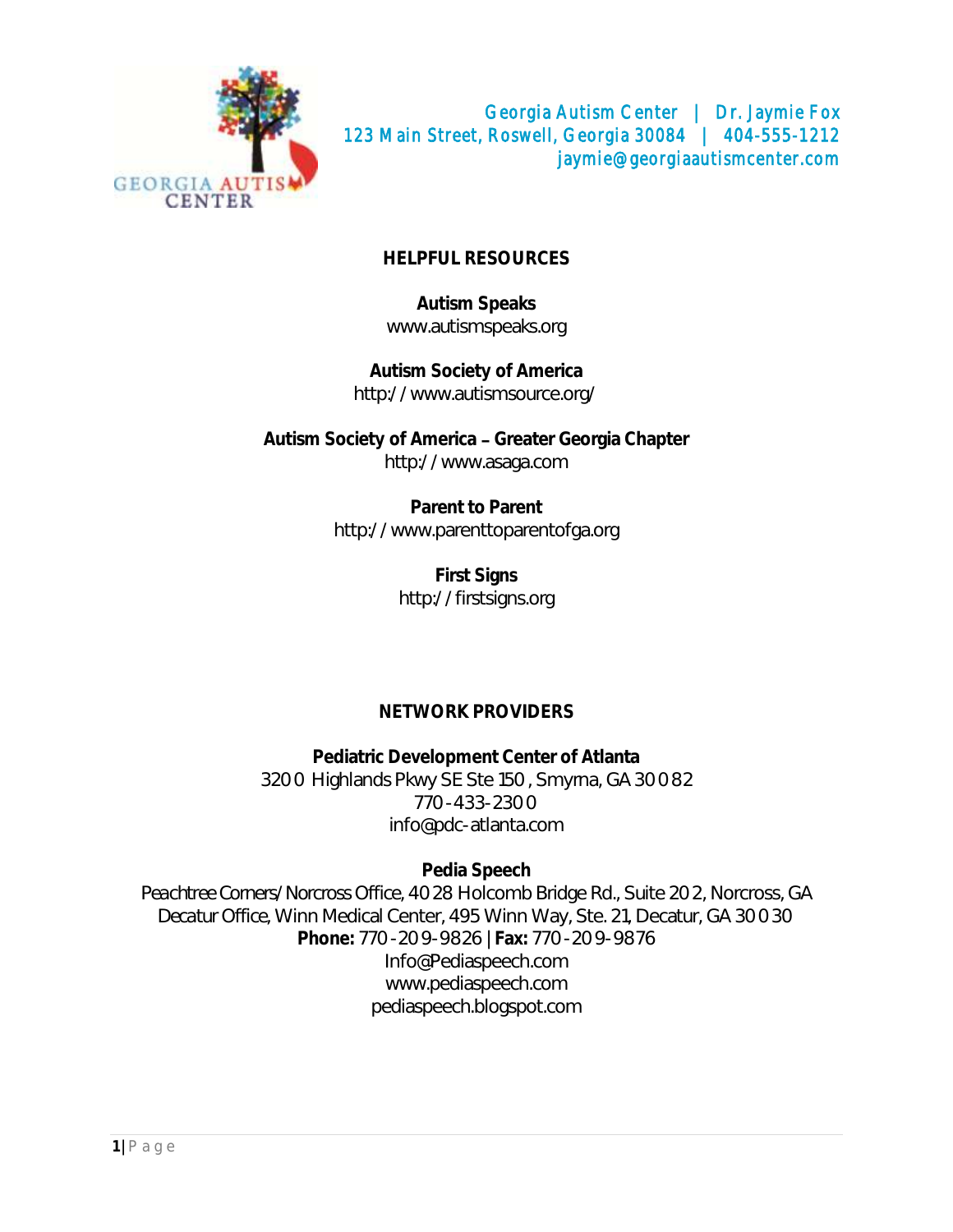Georgia Autism Center | Dr. Jaymie Fox
123 Main Street, Roswell, Georgia 30084 | 404-555-1212
jaymie@georgiaautismcenter.com

## HELPFUL RESOURCES

**Autism Speaks**
www.autismspeaks.org

**Autism Society of America**
http://www.autismsource.org/

**Autism Society of America – Greater Georgia Chapter**
http://www.asaga.com

**Parent to Parent**
http://www.parenttoparentofga.org

**First Signs**
http://firstsigns.org

## NETWORK PROVIDERS

**Pediatric Development Center of Atlanta**
3200 Highlands Pkwy SE Ste 150, Smyrna, GA 30082
770-433-2300
info@pdc-atlanta.com

**Pedia Speech**
Peachtree Corners/Norcross Office, 4028 Holcomb Bridge Rd., Suite 202, Norcross, GA
Decatur Office, Winn Medical Center, 495 Winn Way, Ste. 21, Decatur, GA 30030
**Phone:** 770-209-9826 | **Fax:** 770-209-9876
Info@Pediaspeech.com
www.pediaspeech.com
pediaspeech.blogspot.com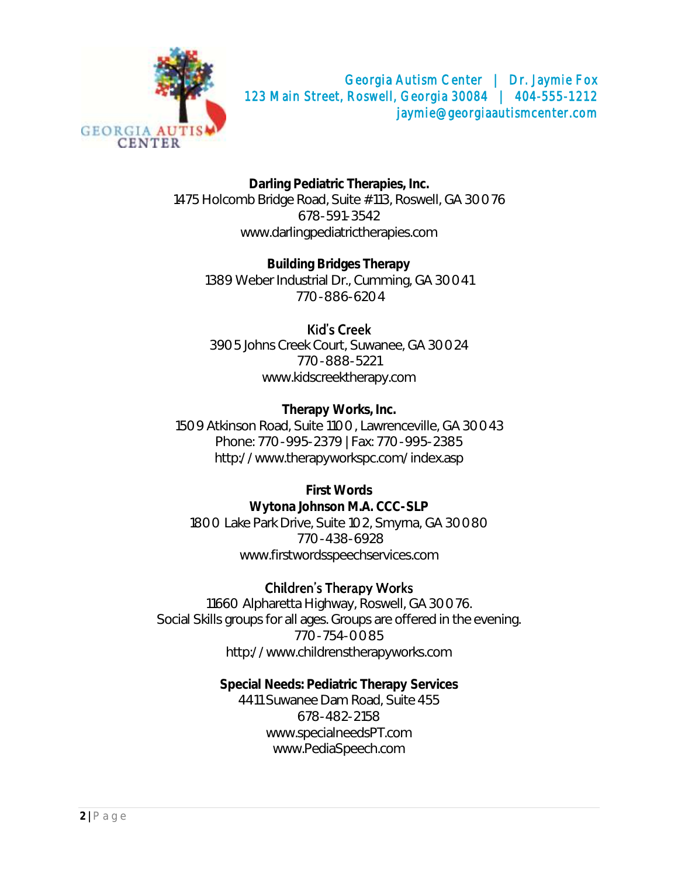Georgia Autism Center | Dr. Jaymie Fox
123 Main Street, Roswell, Georgia 30084 | 404-555-1212
jaymie@georgiaautismcenter.com

**Darling Pediatric Therapies, Inc.**
1475 Holcomb Bridge Road, Suite #113, Roswell, GA 30076
678-591-3542
www.darlingpediatrictherapies.com

**Building Bridges Therapy**
1389 Weber Industrial Dr., Cumming, GA 30041
770-886-6204

**Kid's Creek**
3905 Johns Creek Court, Suwanee, GA 30024
770-888-5221
www.kidscreektherapy.com

**Therapy Works, Inc.**
1509 Atkinson Road, Suite 1100, Lawrenceville, GA 30043
Phone: 770-995-2379 | Fax: 770-995-2385
http://www.therapyworkspc.com/index.asp

**First Words**
**Wytona Johnson M.A. CCC-SLP**
1800 Lake Park Drive, Suite 102, Smyrna, GA 30080
770-438-6928
www.firstwordsspeechservices.com

**Children's Therapy Works**
11660 Alpharetta Highway, Roswell, GA 30076.
Social Skills groups for all ages. Groups are offered in the evening.
770-754-0085
http://www.childrenstherapyworks.com

**Special Needs: Pediatric Therapy Services**
4411 Suwanee Dam Road, Suite 455
678-482-2158
www.specialneedsPT.com
www.PediaSpeech.com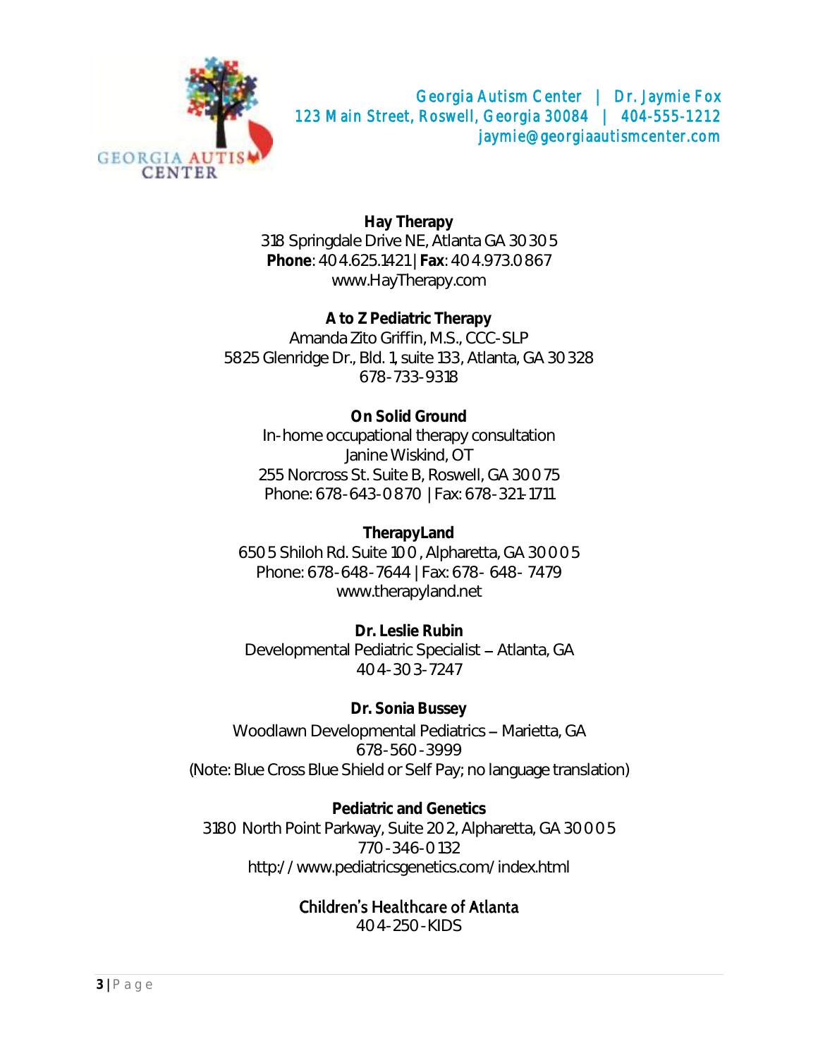Georgia Autism Center | Dr. Jaymie Fox
123 Main Street, Roswell, Georgia 30084 | 404-555-1212
jaymie@georgiaautismcenter.com

**Hay Therapy**
318 Springdale Drive NE, Atlanta GA 30305
**Phone**: 404.625.1421 | **Fax**: 404.973.0867
www.HayTherapy.com

**A to Z Pediatric Therapy**
Amanda Zito Griffin, M.S., CCC-SLP
5825 Glenridge Dr., Bld. 1, suite 133, Atlanta, GA 30328
678-733-9318

**On Solid Ground**
In-home occupational therapy consultation
Janine Wiskind, OT
255 Norcross St. Suite B, Roswell, GA 30075
Phone: 678-643-0870 | Fax: 678-321-1711

**TherapyLand**
6505 Shiloh Rd. Suite 100, Alpharetta, GA 30005
Phone: 678-648-7644 | Fax: 678- 648- 7479
www.therapyland.net

**Dr. Leslie Rubin**
Developmental Pediatric Specialist – Atlanta, GA
404-303-7247

**Dr. Sonia Bussey**
Woodlawn Developmental Pediatrics – Marietta, GA
678-560-3999
(Note: Blue Cross Blue Shield or Self Pay; no language translation)

**Pediatric and Genetics**
3180 North Point Parkway, Suite 202, Alpharetta, GA 30005
770-346-0132
http://www.pediatricsgenetics.com/index.html

**Children's Healthcare of Atlanta**
404-250-KIDS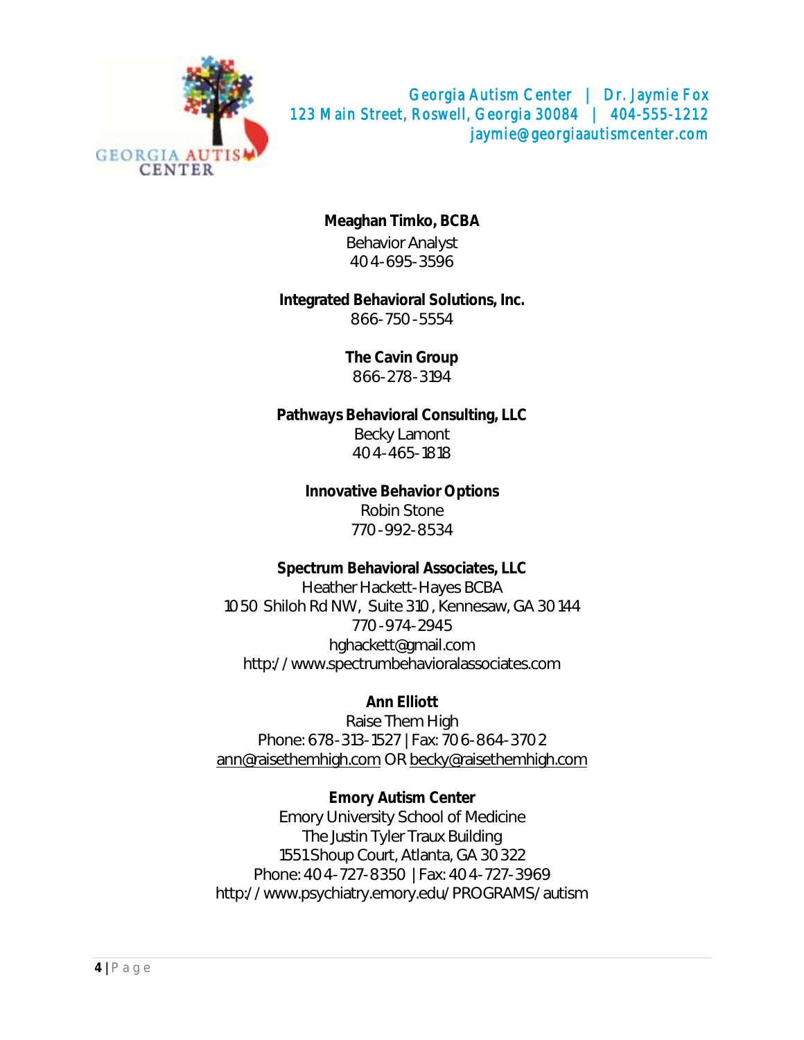Georgia Autism Center | Dr. Jaymie Fox
123 Main Street, Roswell, Georgia 30084 | 404-555-1212
jaymie@georgiaautismcenter.com

**Meaghan Timko, BCBA**
Behavior Analyst
404-695-3596

**Integrated Behavioral Solutions, Inc.**
866-750-5554

**The Cavin Group**
866-278-3194

**Pathways Behavioral Consulting, LLC**
Becky Lamont
404-465-1818

**Innovative Behavior Options**
Robin Stone
770-992-8534

**Spectrum Behavioral Associates, LLC**
Heather Hackett-Hayes BCBA
1050 Shiloh Rd NW, Suite 310, Kennesaw, GA 30144
770-974-2945
hghackett@gmail.com
http://www.spectrumbehavioralassociates.com

**Ann Elliott**
Raise Them High
Phone: 678-313-1527 | Fax: 706-864-3702
ann@raisethemhigh.com OR becky@raisethemhigh.com

**Emory Autism Center**
Emory University School of Medicine
The Justin Tyler Traux Building
1551 Shoup Court, Atlanta, GA 30322
Phone: 404-727-8350 | Fax: 404-727-3969
http://www.psychiatry.emory.edu/PROGRAMS/autism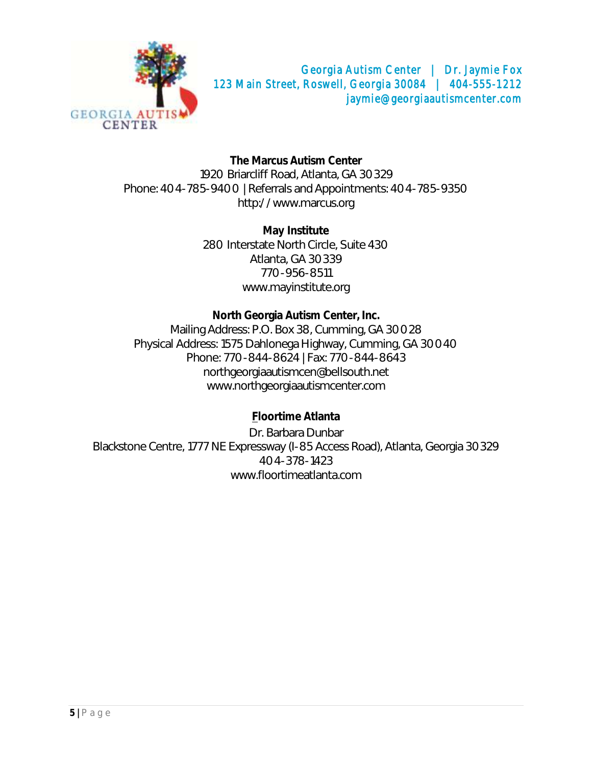**The Marcus Autism Center**
1920 Briarcliff Road, Atlanta, GA 30329
Phone: 404-785-9400 | Referrals and Appointments: 404-785-9350
http://www.marcus.org

**May Institute**
280 Interstate North Circle, Suite 430
Atlanta, GA 30339
770-956-8511
www.mayinstitute.org

**North Georgia Autism Center, Inc.**
Mailing Address: P.O. Box 38, Cumming, GA 30028
Physical Address: 1575 Dahlonega Highway, Cumming, GA 30040
Phone: 770-844-8624 | Fax: 770-844-8643
northgeorgiaautismcen@bellsouth.net
www.northgeorgiaautismcenter.com

**Floortime Atlanta**
Dr. Barbara Dunbar
Blackstone Centre, 1777 NE Expressway (I-85 Access Road), Atlanta, Georgia 30329
404-378-1423
www.floortimeatlanta.com